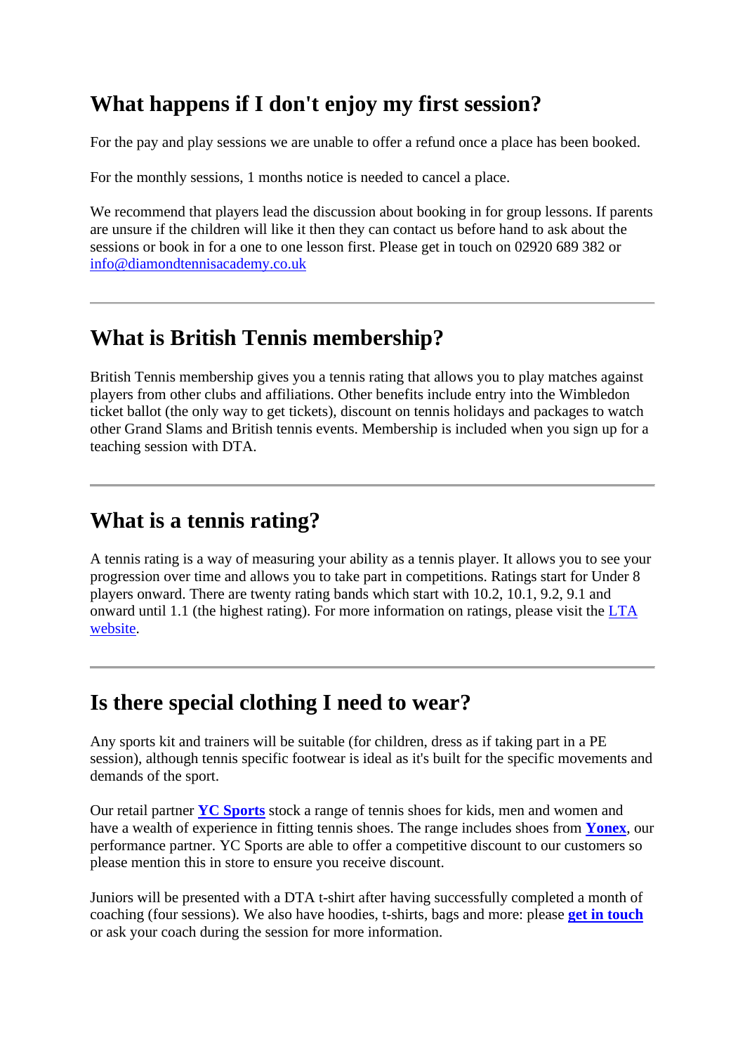## What happens if I don't enjoy my first session?

For the pay and play sessions we are unable to offer a refund once a place has been booked.

For the monthly sessions, 1 months notice is needed to cancel a place.

We recommend that players lead the discussion about booking in for group lessons. If parents are unsure if the children will like it then they can contact us before hand to ask about the sessions or book in for a one to one lesson first. Please get in touch on 02920 689 382 or [info@diamondtennisacademy.co.uk](mailto:info@diamondtennisacademy.co.uk)

---

## What is British Tennis membership?

British Tennis membership gives you a tennis rating that allows you to play matches against players from other clubs and affiliations. Other benefits include entry into the Wimbledon ticket ballot (the only way to get tickets), discount on tennis holidays and packages to watch other Grand Slams and British tennis events. Membership is included when you sign up for a teaching session with DTA.

---

## What is a tennis rating?

A tennis rating is a way of measuring your ability as a tennis player. It allows you to see your progression over time and allows you to take part in competitions. Ratings start for Under 8 players onward. There are twenty rating bands which start with 10.2, 10.1, 9.2, 9.1 and onward until 1.1 (the highest rating). For more information on ratings, please visit the LTA website.

---

## Is there special clothing I need to wear?

Any sports kit and trainers will be suitable (for children, dress as if taking part in a PE session), although tennis specific footwear is ideal as it's built for the specific movements and demands of the sport.

Our retail partner **YC Sports** stock a range of tennis shoes for kids, men and women and have a wealth of experience in fitting tennis shoes. The range includes shoes from **Yonex**, our performance partner. YC Sports are able to offer a competitive discount to our customers so please mention this in store to ensure you receive discount.

Juniors will be presented with a DTA t-shirt after having successfully completed a month of coaching (four sessions). We also have hoodies, t-shirts, bags and more: please **get in touch** or ask your coach during the session for more information.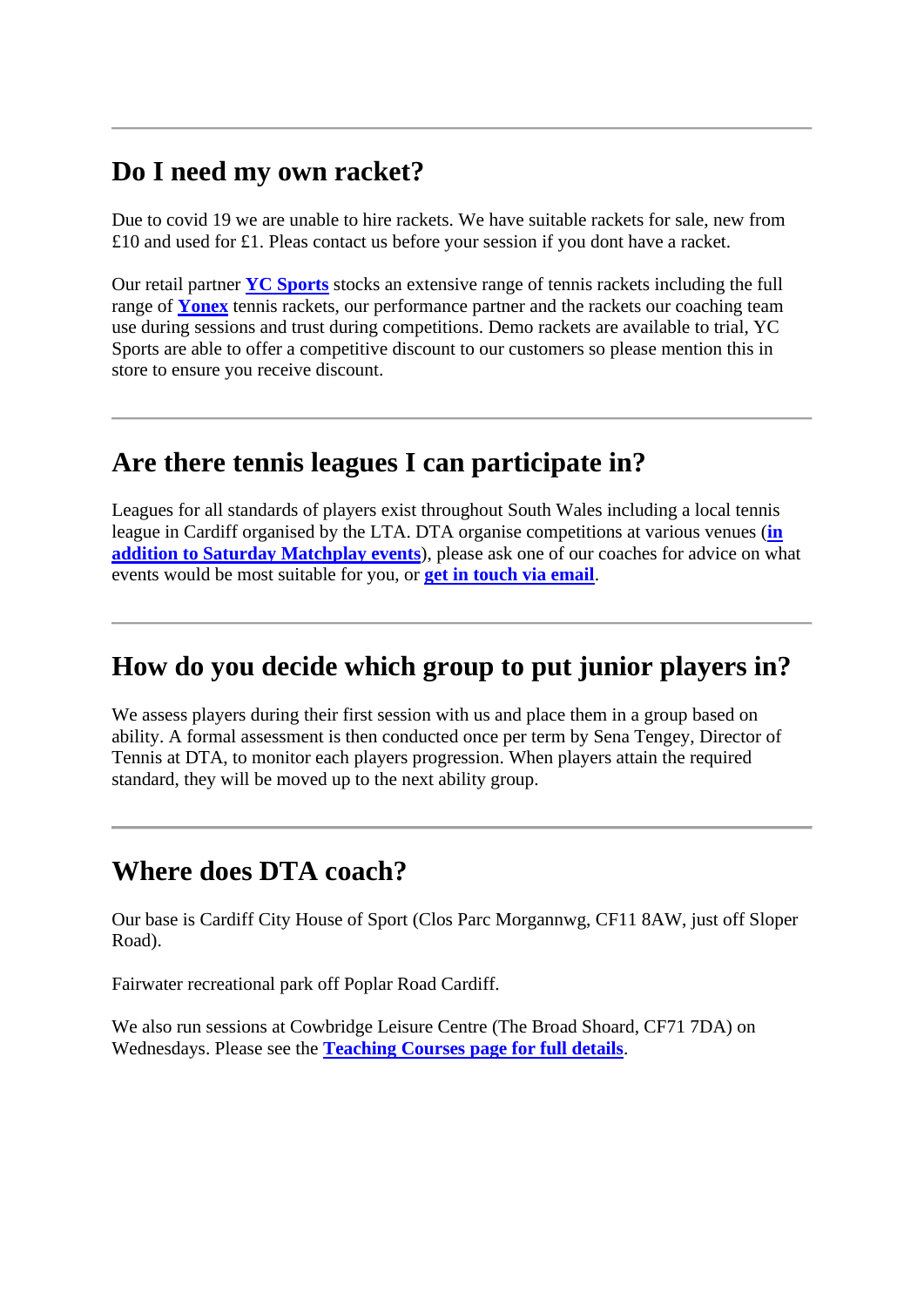---

## Do I need my own racket?

Due to covid 19 we are unable to hire rackets. We have suitable rackets for sale, new from £10 and used for £1. Pleas contact us before your session if you dont have a racket.

Our retail partner **YC Sports** stocks an extensive range of tennis rackets including the full range of **Yonex** tennis rackets, our performance partner and the rackets our coaching team use during sessions and trust during competitions. Demo rackets are available to trial, YC Sports are able to offer a competitive discount to our customers so please mention this in store to ensure you receive discount.

---

## Are there tennis leagues I can participate in?

Leagues for all standards of players exist throughout South Wales including a local tennis league in Cardiff organised by the LTA. DTA organise competitions at various venues (**in addition to Saturday Matchplay events**), please ask one of our coaches for advice on what events would be most suitable for you, or **get in touch via email**.

---

## How do you decide which group to put junior players in?

We assess players during their first session with us and place them in a group based on ability. A formal assessment is then conducted once per term by Sena Tengey, Director of Tennis at DTA, to monitor each players progression. When players attain the required standard, they will be moved up to the next ability group.

---

## Where does DTA coach?

Our base is Cardiff City House of Sport (Clos Parc Morgannwg, CF11 8AW, just off Sloper Road).

Fairwater recreational park off Poplar Road Cardiff.

We also run sessions at Cowbridge Leisure Centre (The Broad Shoard, CF71 7DA) on Wednesdays. Please see the **Teaching Courses page for full details**.